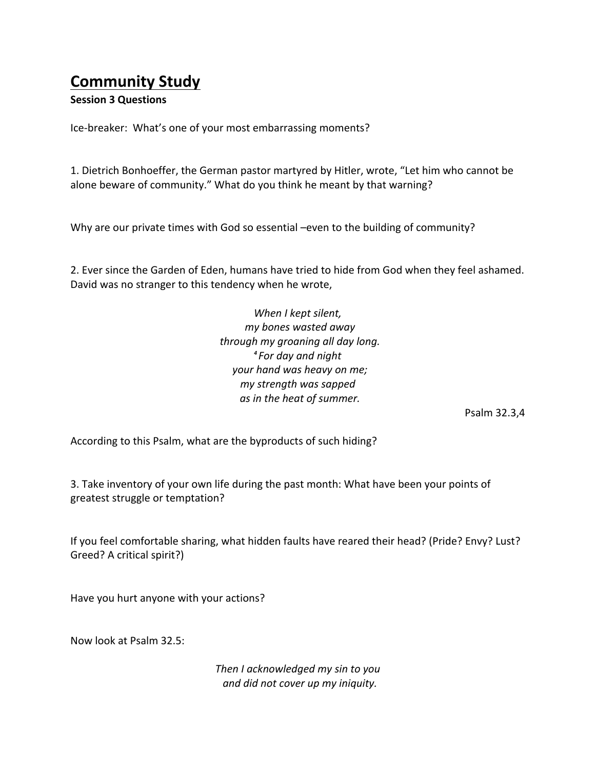# Community Study

**Session 3 Questions**

Ice-breaker: What's one of your most embarrassing moments?

1. Dietrich Bonhoeffer, the German pastor martyred by Hitler, wrote, "Let him who cannot be alone beware of community." What do you think he meant by that warning?

Why are our private times with God so essential –even to the building of community?

2. Ever since the Garden of Eden, humans have tried to hide from God when they feel ashamed. David was no stranger to this tendency when he wrote,

*When I kept silent,*
*my bones wasted away*
*through my groaning all day long.*
[4] *For day and night*
*your hand was heavy on me;*
*my strength was sapped*
*as in the heat of summer.*

Psalm 32.3,4

According to this Psalm, what are the byproducts of such hiding?

3. Take inventory of your own life during the past month: What have been your points of greatest struggle or temptation?

If you feel comfortable sharing, what hidden faults have reared their head? (Pride? Envy? Lust? Greed? A critical spirit?)

Have you hurt anyone with your actions?

Now look at Psalm 32.5:

*Then I acknowledged my sin to you*
*and did not cover up my iniquity.*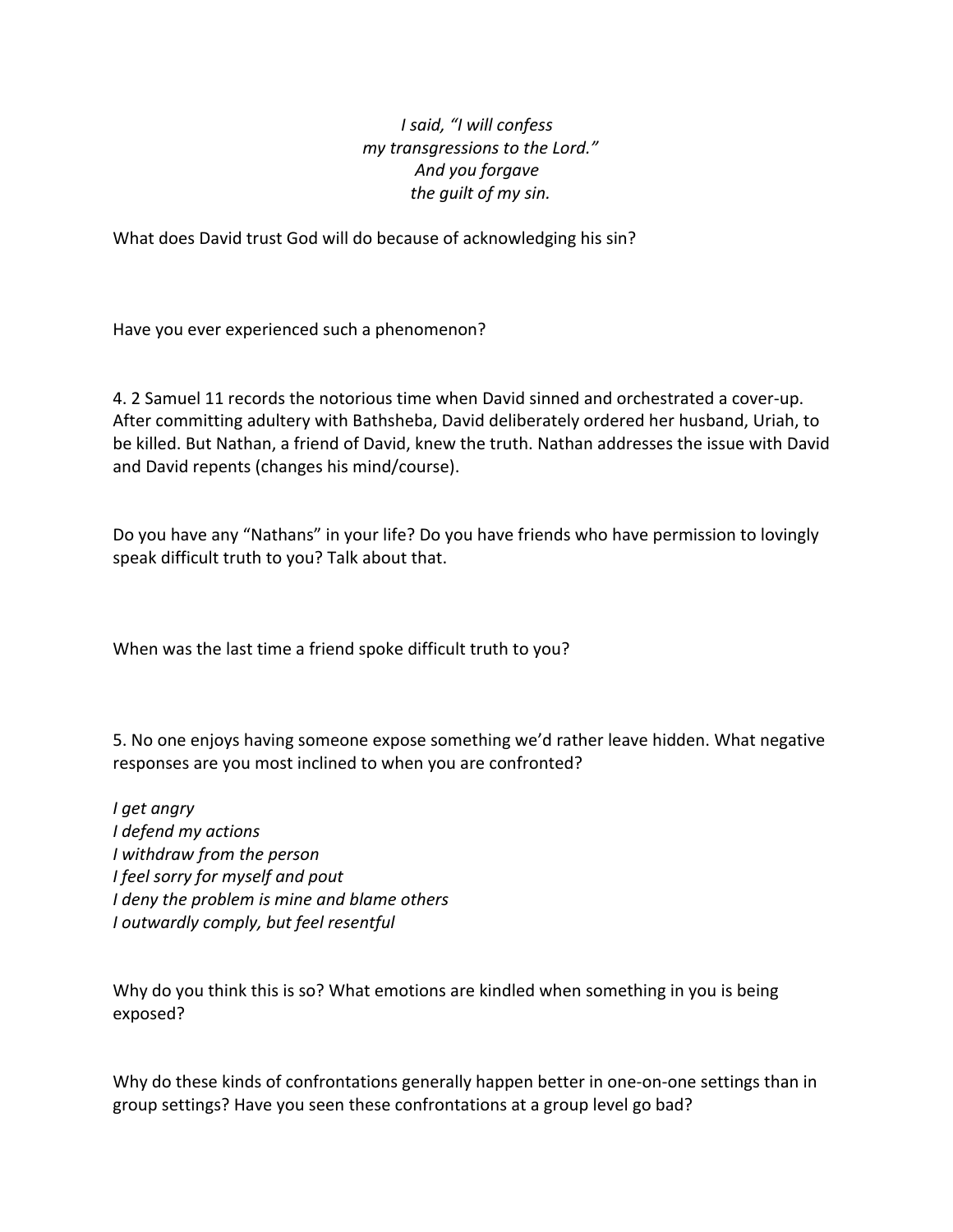*I said, "I will confess*
*my transgressions to the Lord."*
*And you forgave*
*the guilt of my sin.*

What does David trust God will do because of acknowledging his sin?

Have you ever experienced such a phenomenon?

4. 2 Samuel 11 records the notorious time when David sinned and orchestrated a cover-up. After committing adultery with Bathsheba, David deliberately ordered her husband, Uriah, to be killed. But Nathan, a friend of David, knew the truth. Nathan addresses the issue with David and David repents (changes his mind/course).

Do you have any "Nathans" in your life? Do you have friends who have permission to lovingly speak difficult truth to you? Talk about that.

When was the last time a friend spoke difficult truth to you?

5. No one enjoys having someone expose something we'd rather leave hidden. What negative responses are you most inclined to when you are confronted?

*I get angry*
*I defend my actions*
*I withdraw from the person*
*I feel sorry for myself and pout*
*I deny the problem is mine and blame others*
*I outwardly comply, but feel resentful*

Why do you think this is so? What emotions are kindled when something in you is being exposed?

Why do these kinds of confrontations generally happen better in one-on-one settings than in group settings? Have you seen these confrontations at a group level go bad?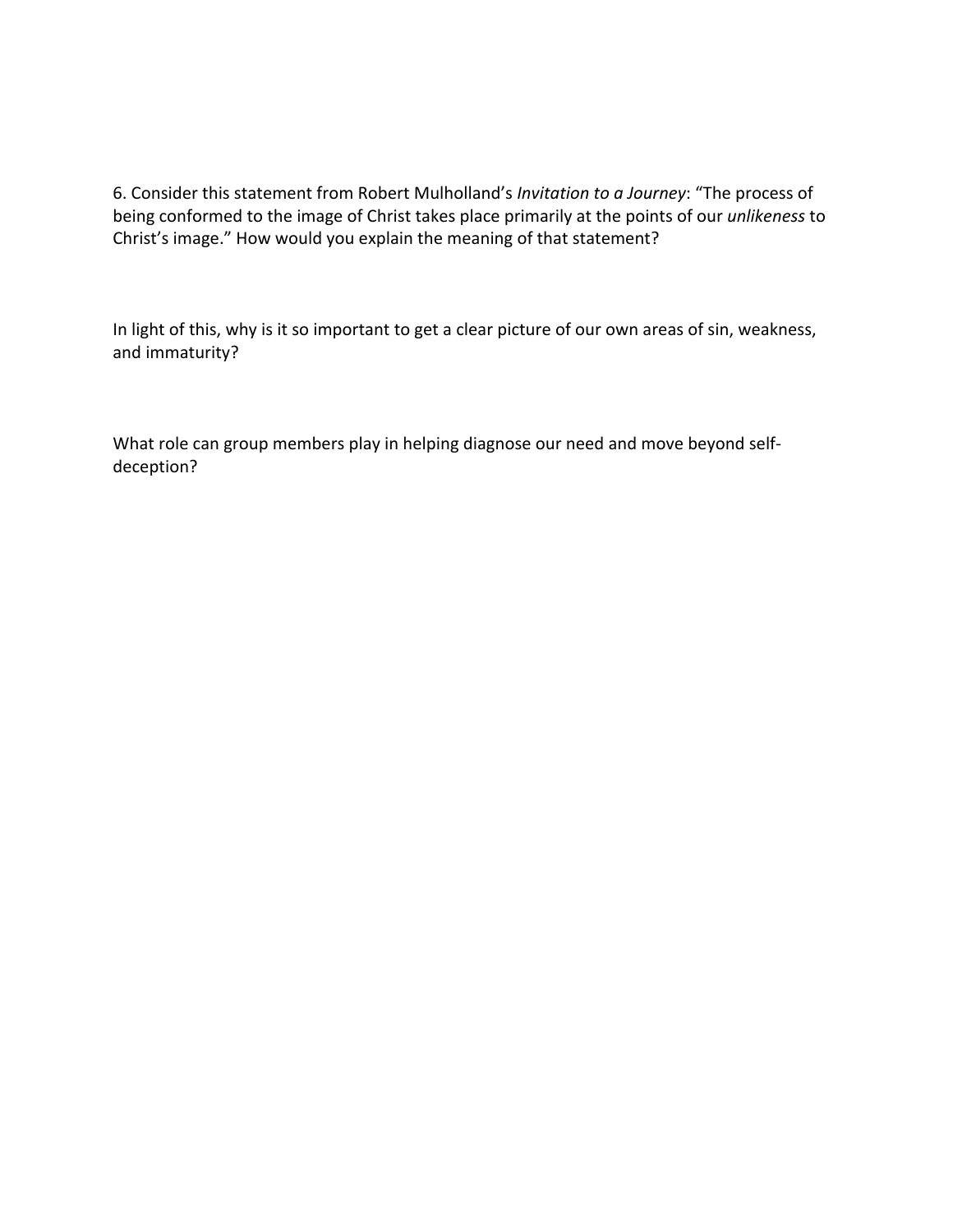6. Consider this statement from Robert Mulholland's *Invitation to a Journey*: "The process of being conformed to the image of Christ takes place primarily at the points of our *unlikeness* to Christ's image." How would you explain the meaning of that statement?

In light of this, why is it so important to get a clear picture of our own areas of sin, weakness, and immaturity?

What role can group members play in helping diagnose our need and move beyond self-deception?